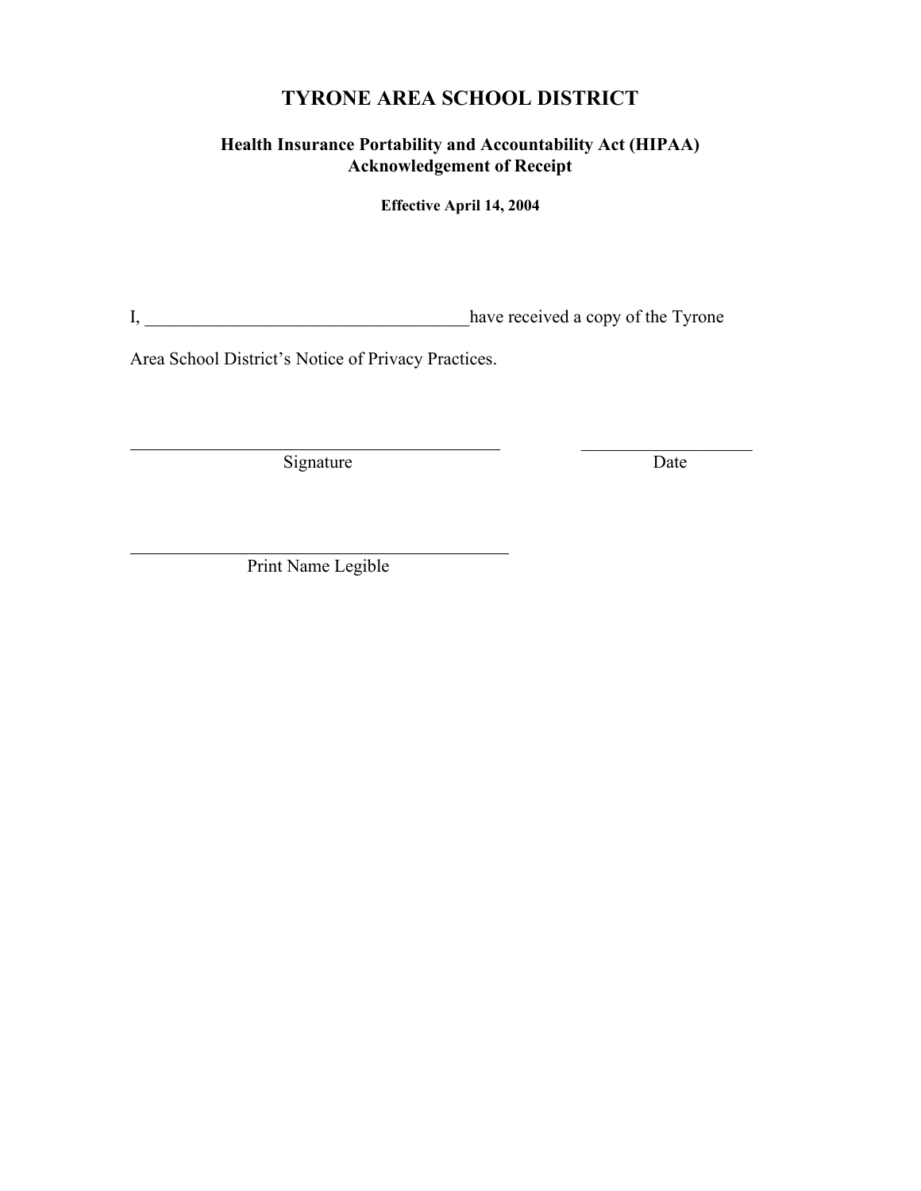# TYRONE AREA SCHOOL DISTRICT

## Health Insurance Portability and Accountability Act (HIPAA) Acknowledgement of Receipt

**Effective April 14, 2004**

I, ____________________________________have received a copy of the Tyrone Area School District's Notice of Privacy Practices.

_____________________________________________ ____________________

Signature Date

______________________________________________

Print Name Legible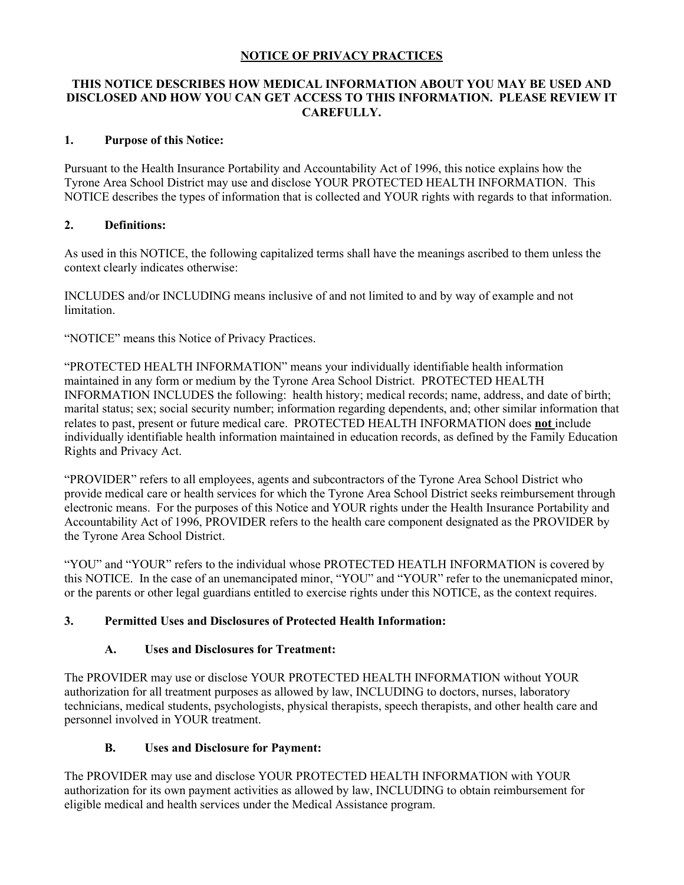**NOTICE OF PRIVACY PRACTICES**

**THIS NOTICE DESCRIBES HOW MEDICAL INFORMATION ABOUT YOU MAY BE USED AND DISCLOSED AND HOW YOU CAN GET ACCESS TO THIS INFORMATION. PLEASE REVIEW IT CAREFULLY.**

**1. Purpose of this Notice:**

Pursuant to the Health Insurance Portability and Accountability Act of 1996, this notice explains how the Tyrone Area School District may use and disclose YOUR PROTECTED HEALTH INFORMATION. This NOTICE describes the types of information that is collected and YOUR rights with regards to that information.

**2. Definitions:**

As used in this NOTICE, the following capitalized terms shall have the meanings ascribed to them unless the context clearly indicates otherwise:

INCLUDES and/or INCLUDING means inclusive of and not limited to and by way of example and not limitation.

"NOTICE" means this Notice of Privacy Practices.

"PROTECTED HEALTH INFORMATION" means your individually identifiable health information maintained in any form or medium by the Tyrone Area School District. PROTECTED HEALTH INFORMATION INCLUDES the following: health history; medical records; name, address, and date of birth; marital status; sex; social security number; information regarding dependents, and; other similar information that relates to past, present or future medical care. PROTECTED HEALTH INFORMATION does **not** include individually identifiable health information maintained in education records, as defined by the Family Education Rights and Privacy Act.

"PROVIDER" refers to all employees, agents and subcontractors of the Tyrone Area School District who provide medical care or health services for which the Tyrone Area School District seeks reimbursement through electronic means. For the purposes of this Notice and YOUR rights under the Health Insurance Portability and Accountability Act of 1996, PROVIDER refers to the health care component designated as the PROVIDER by the Tyrone Area School District.

"YOU" and "YOUR" refers to the individual whose PROTECTED HEATLH INFORMATION is covered by this NOTICE. In the case of an unemancipated minor, "YOU" and "YOUR" refer to the unemanicpated minor, or the parents or other legal guardians entitled to exercise rights under this NOTICE, as the context requires.

**3. Permitted Uses and Disclosures of Protected Health Information:**

**A. Uses and Disclosures for Treatment:**

The PROVIDER may use or disclose YOUR PROTECTED HEALTH INFORMATION without YOUR authorization for all treatment purposes as allowed by law, INCLUDING to doctors, nurses, laboratory technicians, medical students, psychologists, physical therapists, speech therapists, and other health care and personnel involved in YOUR treatment.

**B. Uses and Disclosure for Payment:**

The PROVIDER may use and disclose YOUR PROTECTED HEALTH INFORMATION with YOUR authorization for its own payment activities as allowed by law, INCLUDING to obtain reimbursement for eligible medical and health services under the Medical Assistance program.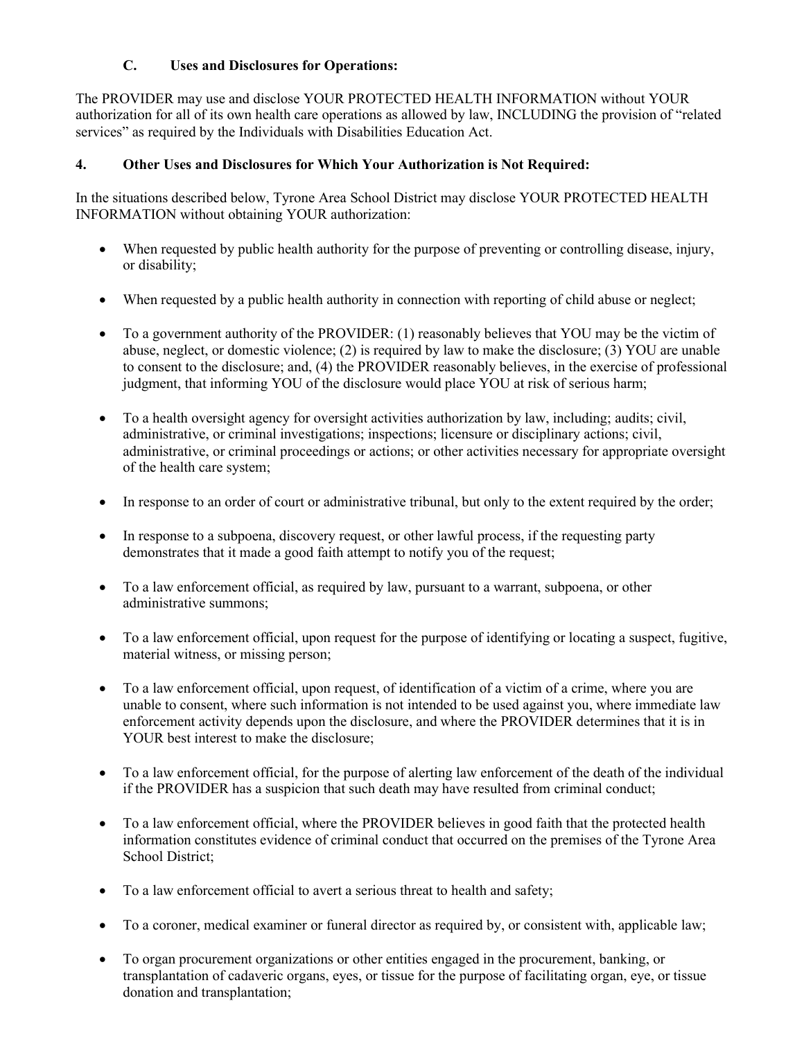### C. Uses and Disclosures for Operations:

The PROVIDER may use and disclose YOUR PROTECTED HEALTH INFORMATION without YOUR authorization for all of its own health care operations as allowed by law, INCLUDING the provision of "related services" as required by the Individuals with Disabilities Education Act.

## 4. Other Uses and Disclosures for Which Your Authorization is Not Required:

In the situations described below, Tyrone Area School District may disclose YOUR PROTECTED HEALTH INFORMATION without obtaining YOUR authorization:

- When requested by public health authority for the purpose of preventing or controlling disease, injury, or disability;
- When requested by a public health authority in connection with reporting of child abuse or neglect;
- To a government authority of the PROVIDER: (1) reasonably believes that YOU may be the victim of abuse, neglect, or domestic violence; (2) is required by law to make the disclosure; (3) YOU are unable to consent to the disclosure; and, (4) the PROVIDER reasonably believes, in the exercise of professional judgment, that informing YOU of the disclosure would place YOU at risk of serious harm;
- To a health oversight agency for oversight activities authorization by law, including; audits; civil, administrative, or criminal investigations; inspections; licensure or disciplinary actions; civil, administrative, or criminal proceedings or actions; or other activities necessary for appropriate oversight of the health care system;
- In response to an order of court or administrative tribunal, but only to the extent required by the order;
- In response to a subpoena, discovery request, or other lawful process, if the requesting party demonstrates that it made a good faith attempt to notify you of the request;
- To a law enforcement official, as required by law, pursuant to a warrant, subpoena, or other administrative summons;
- To a law enforcement official, upon request for the purpose of identifying or locating a suspect, fugitive, material witness, or missing person;
- To a law enforcement official, upon request, of identification of a victim of a crime, where you are unable to consent, where such information is not intended to be used against you, where immediate law enforcement activity depends upon the disclosure, and where the PROVIDER determines that it is in YOUR best interest to make the disclosure;
- To a law enforcement official, for the purpose of alerting law enforcement of the death of the individual if the PROVIDER has a suspicion that such death may have resulted from criminal conduct;
- To a law enforcement official, where the PROVIDER believes in good faith that the protected health information constitutes evidence of criminal conduct that occurred on the premises of the Tyrone Area School District;
- To a law enforcement official to avert a serious threat to health and safety;
- To a coroner, medical examiner or funeral director as required by, or consistent with, applicable law;
- To organ procurement organizations or other entities engaged in the procurement, banking, or transplantation of cadaveric organs, eyes, or tissue for the purpose of facilitating organ, eye, or tissue donation and transplantation;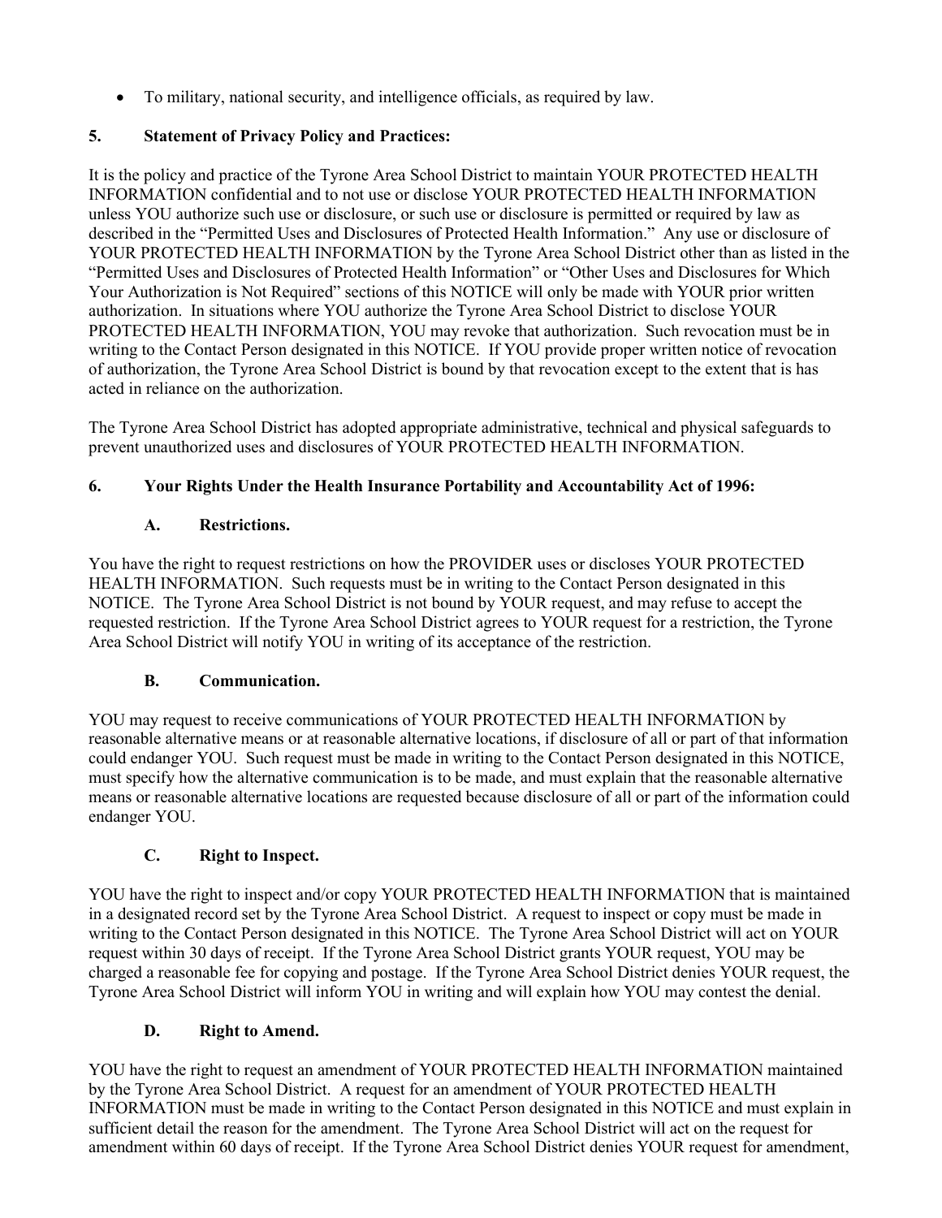- To military, national security, and intelligence officials, as required by law.

**5. Statement of Privacy Policy and Practices:**

It is the policy and practice of the Tyrone Area School District to maintain YOUR PROTECTED HEALTH INFORMATION confidential and to not use or disclose YOUR PROTECTED HEALTH INFORMATION unless YOU authorize such use or disclosure, or such use or disclosure is permitted or required by law as described in the "Permitted Uses and Disclosures of Protected Health Information." Any use or disclosure of YOUR PROTECTED HEALTH INFORMATION by the Tyrone Area School District other than as listed in the "Permitted Uses and Disclosures of Protected Health Information" or "Other Uses and Disclosures for Which Your Authorization is Not Required" sections of this NOTICE will only be made with YOUR prior written authorization. In situations where YOU authorize the Tyrone Area School District to disclose YOUR PROTECTED HEALTH INFORMATION, YOU may revoke that authorization. Such revocation must be in writing to the Contact Person designated in this NOTICE. If YOU provide proper written notice of revocation of authorization, the Tyrone Area School District is bound by that revocation except to the extent that is has acted in reliance on the authorization.

The Tyrone Area School District has adopted appropriate administrative, technical and physical safeguards to prevent unauthorized uses and disclosures of YOUR PROTECTED HEALTH INFORMATION.

**6. Your Rights Under the Health Insurance Portability and Accountability Act of 1996:**

**A. Restrictions.**

You have the right to request restrictions on how the PROVIDER uses or discloses YOUR PROTECTED HEALTH INFORMATION. Such requests must be in writing to the Contact Person designated in this NOTICE. The Tyrone Area School District is not bound by YOUR request, and may refuse to accept the requested restriction. If the Tyrone Area School District agrees to YOUR request for a restriction, the Tyrone Area School District will notify YOU in writing of its acceptance of the restriction.

**B. Communication.**

YOU may request to receive communications of YOUR PROTECTED HEALTH INFORMATION by reasonable alternative means or at reasonable alternative locations, if disclosure of all or part of that information could endanger YOU. Such request must be made in writing to the Contact Person designated in this NOTICE, must specify how the alternative communication is to be made, and must explain that the reasonable alternative means or reasonable alternative locations are requested because disclosure of all or part of the information could endanger YOU.

**C. Right to Inspect.**

YOU have the right to inspect and/or copy YOUR PROTECTED HEALTH INFORMATION that is maintained in a designated record set by the Tyrone Area School District. A request to inspect or copy must be made in writing to the Contact Person designated in this NOTICE. The Tyrone Area School District will act on YOUR request within 30 days of receipt. If the Tyrone Area School District grants YOUR request, YOU may be charged a reasonable fee for copying and postage. If the Tyrone Area School District denies YOUR request, the Tyrone Area School District will inform YOU in writing and will explain how YOU may contest the denial.

**D. Right to Amend.**

YOU have the right to request an amendment of YOUR PROTECTED HEALTH INFORMATION maintained by the Tyrone Area School District. A request for an amendment of YOUR PROTECTED HEALTH INFORMATION must be made in writing to the Contact Person designated in this NOTICE and must explain in sufficient detail the reason for the amendment. The Tyrone Area School District will act on the request for amendment within 60 days of receipt. If the Tyrone Area School District denies YOUR request for amendment,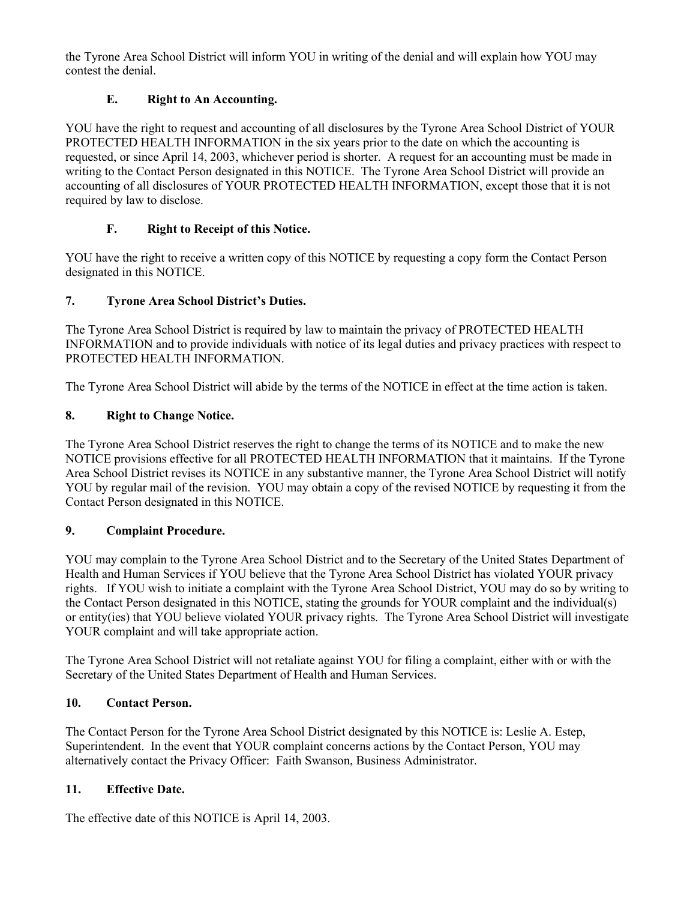the Tyrone Area School District will inform YOU in writing of the denial and will explain how YOU may contest the denial.

### E. Right to An Accounting.

YOU have the right to request and accounting of all disclosures by the Tyrone Area School District of YOUR PROTECTED HEALTH INFORMATION in the six years prior to the date on which the accounting is requested, or since April 14, 2003, whichever period is shorter. A request for an accounting must be made in writing to the Contact Person designated in this NOTICE. The Tyrone Area School District will provide an accounting of all disclosures of YOUR PROTECTED HEALTH INFORMATION, except those that it is not required by law to disclose.

### F. Right to Receipt of this Notice.

YOU have the right to receive a written copy of this NOTICE by requesting a copy form the Contact Person designated in this NOTICE.

## 7. Tyrone Area School District's Duties.

The Tyrone Area School District is required by law to maintain the privacy of PROTECTED HEALTH INFORMATION and to provide individuals with notice of its legal duties and privacy practices with respect to PROTECTED HEALTH INFORMATION.

The Tyrone Area School District will abide by the terms of the NOTICE in effect at the time action is taken.

## 8. Right to Change Notice.

The Tyrone Area School District reserves the right to change the terms of its NOTICE and to make the new NOTICE provisions effective for all PROTECTED HEALTH INFORMATION that it maintains. If the Tyrone Area School District revises its NOTICE in any substantive manner, the Tyrone Area School District will notify YOU by regular mail of the revision. YOU may obtain a copy of the revised NOTICE by requesting it from the Contact Person designated in this NOTICE.

## 9. Complaint Procedure.

YOU may complain to the Tyrone Area School District and to the Secretary of the United States Department of Health and Human Services if YOU believe that the Tyrone Area School District has violated YOUR privacy rights. If YOU wish to initiate a complaint with the Tyrone Area School District, YOU may do so by writing to the Contact Person designated in this NOTICE, stating the grounds for YOUR complaint and the individual(s) or entity(ies) that YOU believe violated YOUR privacy rights. The Tyrone Area School District will investigate YOUR complaint and will take appropriate action.

The Tyrone Area School District will not retaliate against YOU for filing a complaint, either with or with the Secretary of the United States Department of Health and Human Services.

## 10. Contact Person.

The Contact Person for the Tyrone Area School District designated by this NOTICE is: Leslie A. Estep, Superintendent. In the event that YOUR complaint concerns actions by the Contact Person, YOU may alternatively contact the Privacy Officer: Faith Swanson, Business Administrator.

## 11. Effective Date.

The effective date of this NOTICE is April 14, 2003.